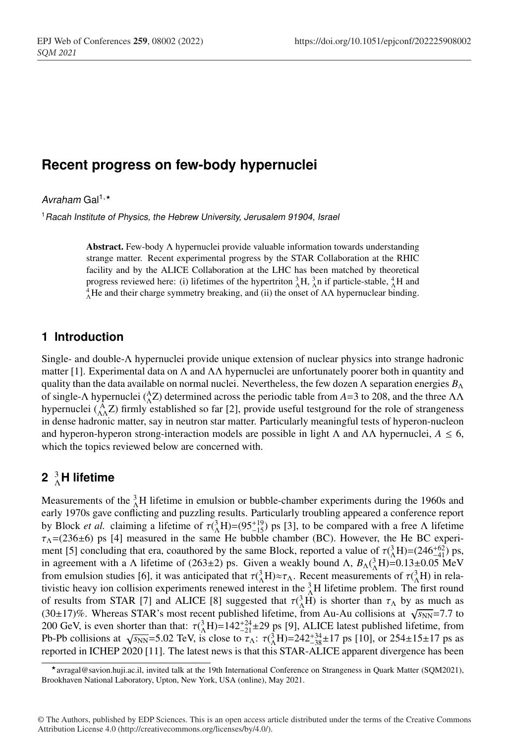# Recent progress on few-body hypernuclei

*Avraham* Gal[1,⋆]

[1] *Racah Institute of Physics, the Hebrew University, Jerusalem 91904, Israel*

> **Abstract.** Few-body Λ hypernuclei provide valuable information towards understanding strange matter. Recent experimental progress by the STAR Collaboration at the RHIC facility and by the ALICE Collaboration at the LHC has been matched by theoretical progress reviewed here: (i) lifetimes of the hypertriton $^{3}_{\Lambda}$H, $^{3}_{\Lambda}$n if particle-stable, $^{4}_{\Lambda}$H and $^{4}_{\Lambda}$He and their charge symmetry breaking, and (ii) the onset of ΛΛ hypernuclear binding.

## 1 Introduction

Single- and double-Λ hypernuclei provide unique extension of nuclear physics into strange hadronic matter [1]. Experimental data on Λ and ΛΛ hypernuclei are unfortunately poorer both in quantity and quality than the data available on normal nuclei. Nevertheless, the few dozen Λ separation energies $B_\Lambda$ of single-Λ hypernuclei ($^{A}_{\Lambda}$Z) determined across the periodic table from $A$=3 to 208, and the three ΛΛ hypernuclei ($^{A}_{\Lambda\Lambda}$Z) firmly established so far [2], provide useful testground for the role of strangeness in dense hadronic matter, say in neutron star matter. Particularly meaningful tests of hyperon-nucleon and hyperon-hyperon strong-interaction models are possible in light Λ and ΛΛ hypernuclei, $A \leq 6$, which the topics reviewed below are concerned with.

## 2 $^{3}_{\Lambda}$H lifetime

Measurements of the $^{3}_{\Lambda}$H lifetime in emulsion or bubble-chamber experiments during the 1960s and early 1970s gave conflicting and puzzling results. Particularly troubling appeared a conference report by Block *et al.* claiming a lifetime of $\tau(^{3}_{\Lambda}\mathrm{H})=(95^{+19}_{-15})$ ps [3], to be compared with a free Λ lifetime $\tau_\Lambda$=(236±6) ps [4] measured in the same He bubble chamber (BC). However, the He BC experiment [5] concluding that era, coauthored by the same Block, reported a value of $\tau(^{3}_{\Lambda}\mathrm{H})=(246^{+62}_{-41})$ ps, in agreement with a Λ lifetime of (263±2) ps. Given a weakly bound Λ, $B_\Lambda(^{3}_{\Lambda}\mathrm{H})$=0.13±0.05 MeV from emulsion studies [6], it was anticipated that $\tau(^{3}_{\Lambda}\mathrm{H})\approx\tau_\Lambda$. Recent measurements of $\tau(^{3}_{\Lambda}\mathrm{H})$ in relativistic heavy ion collision experiments renewed interest in the $^{3}_{\Lambda}$H lifetime problem. The first round of results from STAR [7] and ALICE [8] suggested that $\tau(^{3}_{\Lambda}\mathrm{H})$ is shorter than $\tau_\Lambda$ by as much as (30±17)%. Whereas STAR's most recent published lifetime, from Au-Au collisions at $\sqrt{s_{\mathrm{NN}}}$=7.7 to 200 GeV, is even shorter than that: $\tau(^{3}_{\Lambda}\mathrm{H})=142^{+24}_{-21}\pm29$ ps [9], ALICE latest published lifetime, from Pb-Pb collisions at $\sqrt{s_{\mathrm{NN}}}$=5.02 TeV, is close to $\tau_\Lambda$: $\tau(^{3}_{\Lambda}\mathrm{H})=242^{+34}_{-38}\pm17$ ps [10], or 254±15±17 ps as reported in ICHEP 2020 [11]. The latest news is that this STAR-ALICE apparent divergence has been

⋆avragal@savion.huji.ac.il, invited talk at the 19th International Conference on Strangeness in Quark Matter (SQM2021), Brookhaven National Laboratory, Upton, New York, USA (online), May 2021.

© The Authors, published by EDP Sciences. This is an open access article distributed under the terms of the Creative Commons Attribution License 4.0 (http://creativecommons.org/licenses/by/4.0/).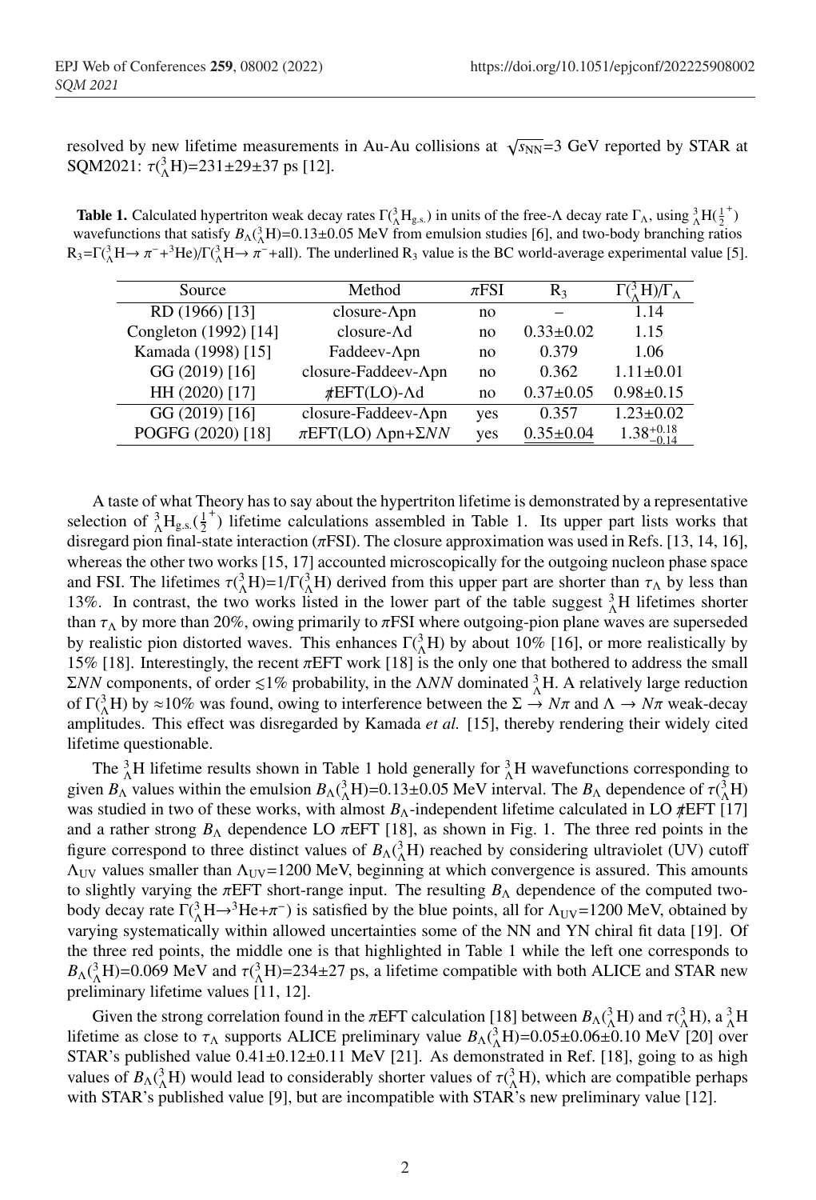resolved by new lifetime measurements in Au-Au collisions at $\sqrt{s_{NN}}$=3 GeV reported by STAR at SQM2021: $\tau(^{3}_{\Lambda}\text{H})$=231±29±37 ps [12].

**Table 1.** Calculated hypertriton weak decay rates $\Gamma(^{3}_{\Lambda}\text{H}_{\text{g.s.}})$ in units of the free-Λ decay rate $\Gamma_\Lambda$, using $^{3}_{\Lambda}\text{H}(\frac{1}{2}^{+})$ wavefunctions that satisfy $B_\Lambda(^{3}_{\Lambda}\text{H})$=0.13±0.05 MeV from emulsion studies [6], and two-body branching ratios $\text{R}_3=\Gamma(^{3}_{\Lambda}\text{H}\rightarrow\pi^-+{}^3\text{He})/\Gamma(^{3}_{\Lambda}\text{H}\rightarrow\pi^-+\text{all})$. The underlined $\text{R}_3$ value is the BC world-average experimental value [5].

| Source | Method | πFSI | $\text{R}_3$ | $\Gamma(^{3}_{\Lambda}\text{H})/\Gamma_\Lambda$ |
|---|---|---|---|---|
| RD (1966) [13] | closure-Λpn | no | – | 1.14 |
| Congleton (1992) [14] | closure-Λd | no | 0.33±0.02 | 1.15 |
| Kamada (1998) [15] | Faddeev-Λpn | no | 0.379 | 1.06 |
| GG (2019) [16] | closure-Faddeev-Λpn | no | 0.362 | 1.11±0.01 |
| HH (2020) [17] | π̸EFT(LO)-Λd | no | 0.37±0.05 | 0.98±0.15 |
| GG (2019) [16] | closure-Faddeev-Λpn | yes | 0.357 | 1.23±0.02 |
| POGFG (2020) [18] | πEFT(LO) Λpn+Σ*NN* | yes | <u>0.35±0.04</u> | $1.38^{+0.18}_{-0.14}$ |

A taste of what Theory has to say about the hypertriton lifetime is demonstrated by a representative selection of $^{3}_{\Lambda}\text{H}_{\text{g.s.}}(\frac{1}{2}^{+})$ lifetime calculations assembled in Table 1. Its upper part lists works that disregard pion final-state interaction (πFSI). The closure approximation was used in Refs. [13, 14, 16], whereas the other two works [15, 17] accounted microscopically for the outgoing nucleon phase space and FSI. The lifetimes $\tau(^{3}_{\Lambda}\text{H})=1/\Gamma(^{3}_{\Lambda}\text{H})$ derived from this upper part are shorter than $\tau_\Lambda$ by less than 13%. In contrast, the two works listed in the lower part of the table suggest $^{3}_{\Lambda}\text{H}$ lifetimes shorter than $\tau_\Lambda$ by more than 20%, owing primarily to πFSI where outgoing-pion plane waves are superseded by realistic pion distorted waves. This enhances $\Gamma(^{3}_{\Lambda}\text{H})$ by about 10% [16], or more realistically by 15% [18]. Interestingly, the recent πEFT work [18] is the only one that bothered to address the small Σ*NN* components, of order ≲1% probability, in the Λ*NN* dominated $^{3}_{\Lambda}\text{H}$. A relatively large reduction of $\Gamma(^{3}_{\Lambda}\text{H})$ by ≈10% was found, owing to interference between the $\Sigma\rightarrow N\pi$ and $\Lambda\rightarrow N\pi$ weak-decay amplitudes. This effect was disregarded by Kamada *et al.* [15], thereby rendering their widely cited lifetime questionable.

The $^{3}_{\Lambda}\text{H}$ lifetime results shown in Table 1 hold generally for $^{3}_{\Lambda}\text{H}$ wavefunctions corresponding to given $B_\Lambda$ values within the emulsion $B_\Lambda(^{3}_{\Lambda}\text{H})$=0.13±0.05 MeV interval. The $B_\Lambda$ dependence of $\tau(^{3}_{\Lambda}\text{H})$ was studied in two of these works, with almost $B_\Lambda$-independent lifetime calculated in LO π̸EFT [17] and a rather strong $B_\Lambda$ dependence LO πEFT [18], as shown in Fig. 1. The three red points in the figure correspond to three distinct values of $B_\Lambda(^{3}_{\Lambda}\text{H})$ reached by considering ultraviolet (UV) cutoff $\Lambda_{\text{UV}}$ values smaller than $\Lambda_{\text{UV}}$=1200 MeV, beginning at which convergence is assured. This amounts to slightly varying the πEFT short-range input. The resulting $B_\Lambda$ dependence of the computed two-body decay rate $\Gamma(^{3}_{\Lambda}\text{H}\rightarrow{}^3\text{He}+\pi^-)$ is satisfied by the blue points, all for $\Lambda_{\text{UV}}$=1200 MeV, obtained by varying systematically within allowed uncertainties some of the NN and YN chiral fit data [19]. Of the three red points, the middle one is that highlighted in Table 1 while the left one corresponds to $B_\Lambda(^{3}_{\Lambda}\text{H})$=0.069 MeV and $\tau(^{3}_{\Lambda}\text{H})$=234±27 ps, a lifetime compatible with both ALICE and STAR new preliminary lifetime values [11, 12].

Given the strong correlation found in the πEFT calculation [18] between $B_\Lambda(^{3}_{\Lambda}\text{H})$ and $\tau(^{3}_{\Lambda}\text{H})$, a $^{3}_{\Lambda}\text{H}$ lifetime as close to $\tau_\Lambda$ supports ALICE preliminary value $B_\Lambda(^{3}_{\Lambda}\text{H})$=0.05±0.06±0.10 MeV [20] over STAR's published value 0.41±0.12±0.11 MeV [21]. As demonstrated in Ref. [18], going to as high values of $B_\Lambda(^{3}_{\Lambda}\text{H})$ would lead to considerably shorter values of $\tau(^{3}_{\Lambda}\text{H})$, which are compatible perhaps with STAR's published value [9], but are incompatible with STAR's new preliminary value [12].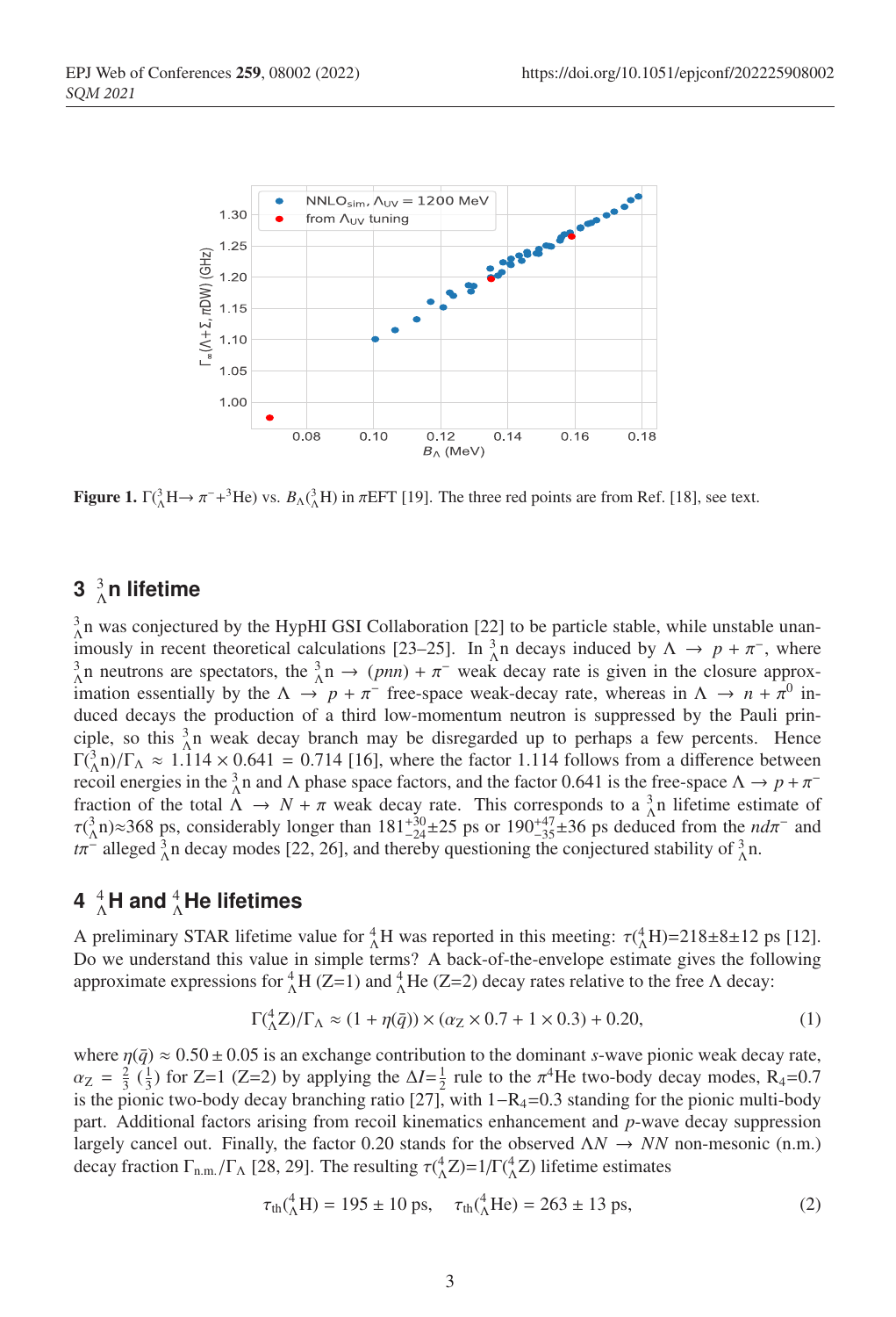**Figure 1.** $\Gamma({}^3_\Lambda\mathrm{H} \rightarrow \pi^- + {}^3\mathrm{He})$ vs. $B_\Lambda({}^3_\Lambda\mathrm{H})$ in $\pi$EFT [19]. The three red points are from Ref. [18], see text.

## 3 ${}^3_\Lambda$n lifetime

${}^3_\Lambda$n was conjectured by the HypHI GSI Collaboration [22] to be particle stable, while unstable unanimously in recent theoretical calculations [23–25]. In ${}^3_\Lambda$n decays induced by $\Lambda \rightarrow p + \pi^-$, where ${}^3_\Lambda$n neutrons are spectators, the ${}^3_\Lambda\mathrm{n} \rightarrow (pnn) + \pi^-$ weak decay rate is given in the closure approximation essentially by the $\Lambda \rightarrow p + \pi^-$ free-space weak-decay rate, whereas in $\Lambda \rightarrow n + \pi^0$ induced decays the production of a third low-momentum neutron is suppressed by the Pauli principle, so this ${}^3_\Lambda$n weak decay branch may be disregarded up to perhaps a few percents. Hence $\Gamma({}^3_\Lambda\mathrm{n})/\Gamma_\Lambda \approx 1.114 \times 0.641 = 0.714$ [16], where the factor 1.114 follows from a difference between recoil energies in the ${}^3_\Lambda$n and $\Lambda$ phase space factors, and the factor 0.641 is the free-space $\Lambda \rightarrow p + \pi^-$ fraction of the total $\Lambda \rightarrow N + \pi$ weak decay rate. This corresponds to a ${}^3_\Lambda$n lifetime estimate of $\tau({}^3_\Lambda\mathrm{n}) \approx 368$ ps, considerably longer than $181^{+30}_{-24} \pm 25$ ps or $190^{+47}_{-35} \pm 36$ ps deduced from the $nd\pi^-$ and $t\pi^-$ alleged ${}^3_\Lambda$n decay modes [22, 26], and thereby questioning the conjectured stability of ${}^3_\Lambda$n.

## 4 ${}^4_\Lambda$H and ${}^4_\Lambda$He lifetimes

A preliminary STAR lifetime value for ${}^4_\Lambda$H was reported in this meeting: $\tau({}^4_\Lambda\mathrm{H}) = 218 \pm 8 \pm 12$ ps [12]. Do we understand this value in simple terms? A back-of-the-envelope estimate gives the following approximate expressions for ${}^4_\Lambda$H (Z=1) and ${}^4_\Lambda$He (Z=2) decay rates relative to the free $\Lambda$ decay:

$$\Gamma({}^4_\Lambda\mathrm{Z})/\Gamma_\Lambda \approx (1 + \eta(\bar{q})) \times (\alpha_\mathrm{Z} \times 0.7 + 1 \times 0.3) + 0.20, \tag{1}$$

where $\eta(\bar{q}) \approx 0.50 \pm 0.05$ is an exchange contribution to the dominant $s$-wave pionic weak decay rate, $\alpha_\mathrm{Z} = \frac{2}{3}$ $(\frac{1}{3})$ for Z=1 (Z=2) by applying the $\Delta I = \frac{1}{2}$ rule to the $\pi^4$He two-body decay modes, $R_4 = 0.7$ is the pionic two-body decay branching ratio [27], with $1 - R_4 = 0.3$ standing for the pionic multi-body part. Additional factors arising from recoil kinematics enhancement and $p$-wave decay suppression largely cancel out. Finally, the factor 0.20 stands for the observed $\Lambda N \rightarrow NN$ non-mesonic (n.m.) decay fraction $\Gamma_{\mathrm{n.m.}}/\Gamma_\Lambda$ [28, 29]. The resulting $\tau({}^4_\Lambda\mathrm{Z}) = 1/\Gamma({}^4_\Lambda\mathrm{Z})$ lifetime estimates

$$\tau_{\mathrm{th}}({}^4_\Lambda\mathrm{H}) = 195 \pm 10 \text{ ps}, \quad \tau_{\mathrm{th}}({}^4_\Lambda\mathrm{He}) = 263 \pm 13 \text{ ps}, \tag{2}$$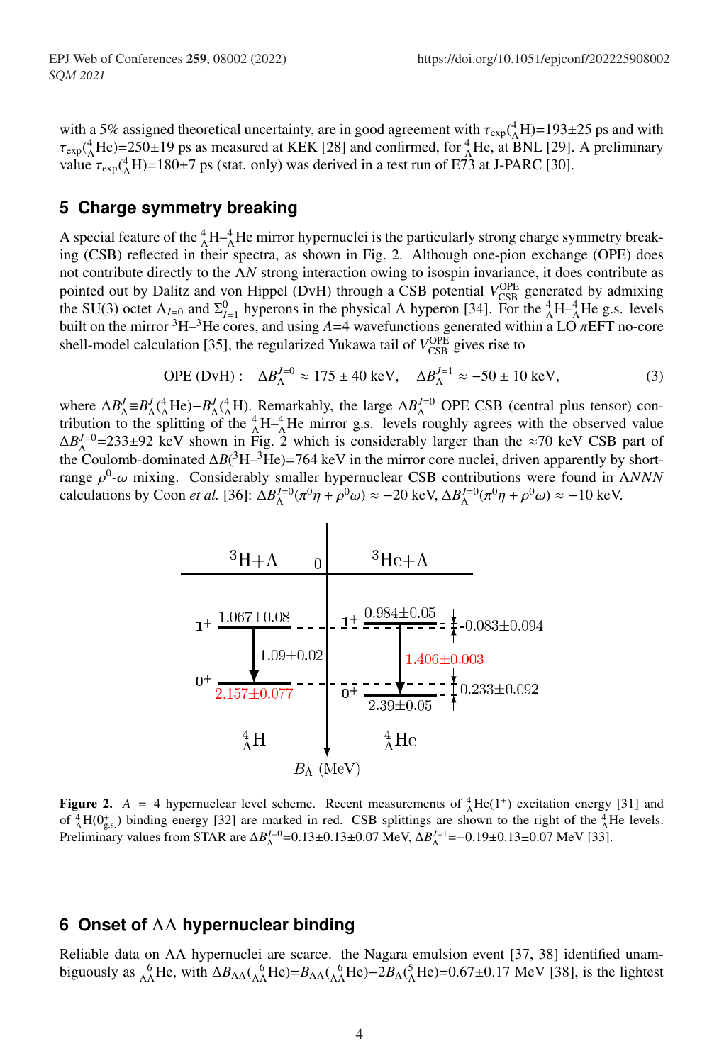with a 5% assigned theoretical uncertainty, are in good agreement with $\tau_{\rm exp}({}^{4}_{\Lambda}{\rm H})$=193±25 ps and with $\tau_{\rm exp}({}^{4}_{\Lambda}{\rm He})$=250±19 ps as measured at KEK [28] and confirmed, for ${}^{4}_{\Lambda}$He, at BNL [29]. A preliminary value $\tau_{\rm exp}({}^{4}_{\Lambda}{\rm H})$=180±7 ps (stat. only) was derived in a test run of E73 at J-PARC [30].

## 5 Charge symmetry breaking

A special feature of the ${}^{4}_{\Lambda}$H–${}^{4}_{\Lambda}$He mirror hypernuclei is the particularly strong charge symmetry breaking (CSB) reflected in their spectra, as shown in Fig. 2. Although one-pion exchange (OPE) does not contribute directly to the $\Lambda N$ strong interaction owing to isospin invariance, it does contribute as pointed out by Dalitz and von Hippel (DvH) through a CSB potential $V^{\rm OPE}_{\rm CSB}$ generated by admixing the SU(3) octet $\Lambda_{I=0}$ and $\Sigma^{0}_{I=1}$ hyperons in the physical $\Lambda$ hyperon [34]. For the ${}^{4}_{\Lambda}$H–${}^{4}_{\Lambda}$He g.s. levels built on the mirror ${}^{3}$H–${}^{3}$He cores, and using $A$=4 wavefunctions generated within a LO $\pi$EFT no-core shell-model calculation [35], the regularized Yukawa tail of $V^{\rm OPE}_{\rm CSB}$ gives rise to

$$\text{OPE (DvH)}: \quad \Delta B^{J=0}_{\Lambda} \approx 175 \pm 40\ \text{keV}, \quad \Delta B^{J=1}_{\Lambda} \approx -50 \pm 10\ \text{keV}, \tag{3}$$

where $\Delta B^{J}_{\Lambda} \equiv B^{J}_{\Lambda}({}^{4}_{\Lambda}{\rm He}) - B^{J}_{\Lambda}({}^{4}_{\Lambda}{\rm H})$. Remarkably, the large $\Delta B^{J=0}_{\Lambda}$ OPE CSB (central plus tensor) contribution to the splitting of the ${}^{4}_{\Lambda}$H–${}^{4}_{\Lambda}$He mirror g.s. levels roughly agrees with the observed value $\Delta B^{J=0}_{\Lambda}$=233±92 keV shown in Fig. 2 which is considerably larger than the ≈70 keV CSB part of the Coulomb-dominated $\Delta B({}^{3}{\rm H}–{}^{3}{\rm He})$=764 keV in the mirror core nuclei, driven apparently by short-range $\rho^{0}$-$\omega$ mixing. Considerably smaller hypernuclear CSB contributions were found in $\Lambda NNN$ calculations by Coon *et al.* [36]: $\Delta B^{J=0}_{\Lambda}(\pi^{0}\eta + \rho^{0}\omega) \approx -20$ keV, $\Delta B^{J=0}_{\Lambda}(\pi^{0}\eta + \rho^{0}\omega) \approx -10$ keV.

**Figure 2.** $A$ = 4 hypernuclear level scheme. Recent measurements of ${}^{4}_{\Lambda}{\rm He}(1^{+})$ excitation energy [31] and of ${}^{4}_{\Lambda}{\rm H}(0^{+}_{\rm g.s.})$ binding energy [32] are marked in red. CSB splittings are shown to the right of the ${}^{4}_{\Lambda}$He levels. Preliminary values from STAR are $\Delta B^{J=0}_{\Lambda}$=0.13±0.13±0.07 MeV, $\Delta B^{J=1}_{\Lambda}$=−0.19±0.13±0.07 MeV [33].

## 6 Onset of $\Lambda\Lambda$ hypernuclear binding

Reliable data on $\Lambda\Lambda$ hypernuclei are scarce. the Nagara emulsion event [37, 38] identified unambiguously as ${}^{\;\;6}_{\Lambda\Lambda}$He, with $\Delta B_{\Lambda\Lambda}({}^{\;\;6}_{\Lambda\Lambda}{\rm He})$=$B_{\Lambda\Lambda}({}^{\;\;6}_{\Lambda\Lambda}{\rm He})-2B_{\Lambda}({}^{5}_{\Lambda}{\rm He})$=0.67±0.17 MeV [38], is the lightest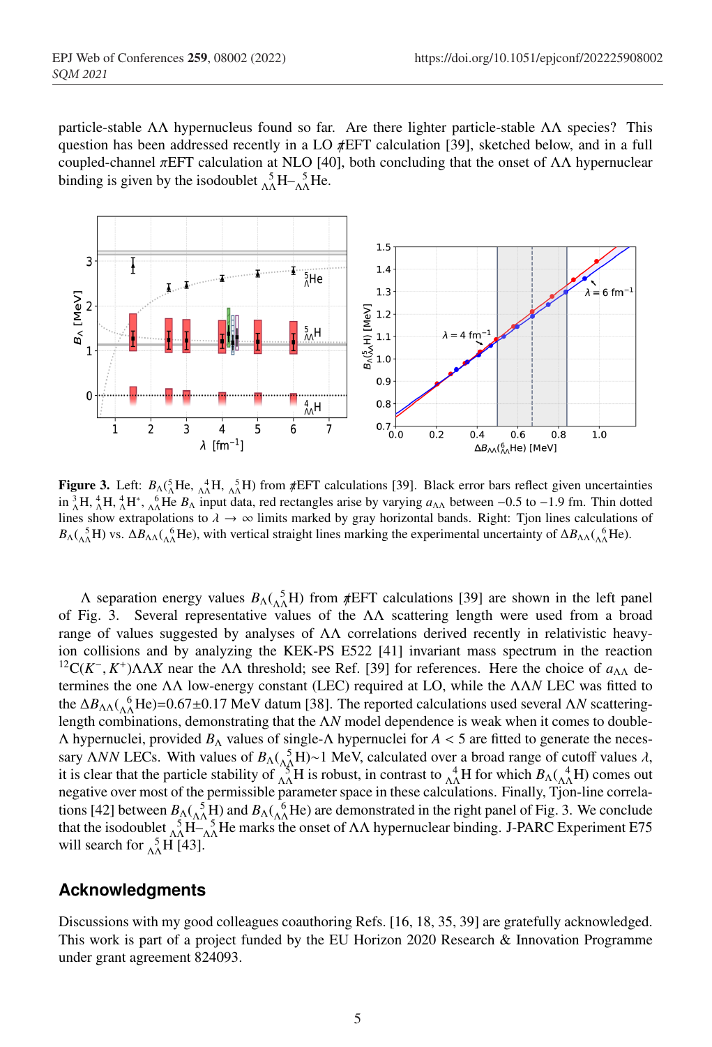particle-stable ΛΛ hypernucleus found so far. Are there lighter particle-stable ΛΛ species? This question has been addressed recently in a LO $\not\pi$EFT calculation [39], sketched below, and in a full coupled-channel $\pi$EFT calculation at NLO [40], both concluding that the onset of ΛΛ hypernuclear binding is given by the isodoublet $^{5}_{\Lambda\Lambda}$H–$^{5}_{\Lambda\Lambda}$He.

**Figure 3.** Left: $B_{\Lambda}(^{5}_{\Lambda}\mathrm{He}, {}^{4}_{\Lambda\Lambda}\mathrm{H}, {}^{5}_{\Lambda\Lambda}\mathrm{H})$ from $\not\pi$EFT calculations [39]. Black error bars reflect given uncertainties in $^{3}_{\Lambda}$H, $^{4}_{\Lambda}$H, $^{4}_{\Lambda}\mathrm{H}^{*}$, $^{6}_{\Lambda\Lambda}$He $B_{\Lambda}$ input data, red rectangles arise by varying $a_{\Lambda\Lambda}$ between −0.5 to −1.9 fm. Thin dotted lines show extrapolations to $\lambda \to \infty$ limits marked by gray horizontal bands. Right: Tjon lines calculations of $B_{\Lambda}(^{5}_{\Lambda\Lambda}\mathrm{H})$ vs. $\Delta B_{\Lambda\Lambda}(^{6}_{\Lambda\Lambda}\mathrm{He})$, with vertical straight lines marking the experimental uncertainty of $\Delta B_{\Lambda\Lambda}(^{6}_{\Lambda\Lambda}\mathrm{He})$.

Λ separation energy values $B_{\Lambda}(^{5}_{\Lambda\Lambda}\mathrm{H})$ from $\not\pi$EFT calculations [39] are shown in the left panel of Fig. 3. Several representative values of the ΛΛ scattering length were used from a broad range of values suggested by analyses of ΛΛ correlations derived recently in relativistic heavy-ion collisions and by analyzing the KEK-PS E522 [41] invariant mass spectrum in the reaction $^{12}\mathrm{C}(K^{-},K^{+})\Lambda\Lambda X$ near the ΛΛ threshold; see Ref. [39] for references. Here the choice of $a_{\Lambda\Lambda}$ determines the one ΛΛ low-energy constant (LEC) required at LO, while the ΛΛ$N$ LEC was fitted to the $\Delta B_{\Lambda\Lambda}(^{6}_{\Lambda\Lambda}\mathrm{He})$=0.67±0.17 MeV datum [38]. The reported calculations used several Λ$N$ scattering-length combinations, demonstrating that the Λ$N$ model dependence is weak when it comes to double-Λ hypernuclei, provided $B_{\Lambda}$ values of single-Λ hypernuclei for $A < 5$ are fitted to generate the necessary Λ$NN$ LECs. With values of $B_{\Lambda}(^{5}_{\Lambda\Lambda}\mathrm{H})$~1 MeV, calculated over a broad range of cutoff values $\lambda$, it is clear that the particle stability of $^{5}_{\Lambda\Lambda}$H is robust, in contrast to $^{4}_{\Lambda\Lambda}$H for which $B_{\Lambda}(^{4}_{\Lambda\Lambda}\mathrm{H})$ comes out negative over most of the permissible parameter space in these calculations. Finally, Tjon-line correlations [42] between $B_{\Lambda}(^{5}_{\Lambda\Lambda}\mathrm{H})$ and $B_{\Lambda}(^{6}_{\Lambda\Lambda}\mathrm{He})$ are demonstrated in the right panel of Fig. 3. We conclude that the isodoublet $^{5}_{\Lambda\Lambda}$H–$^{5}_{\Lambda\Lambda}$He marks the onset of ΛΛ hypernuclear binding. J-PARC Experiment E75 will search for $^{5}_{\Lambda\Lambda}$H [43].

## Acknowledgments

Discussions with my good colleagues coauthoring Refs. [16, 18, 35, 39] are gratefully acknowledged. This work is part of a project funded by the EU Horizon 2020 Research & Innovation Programme under grant agreement 824093.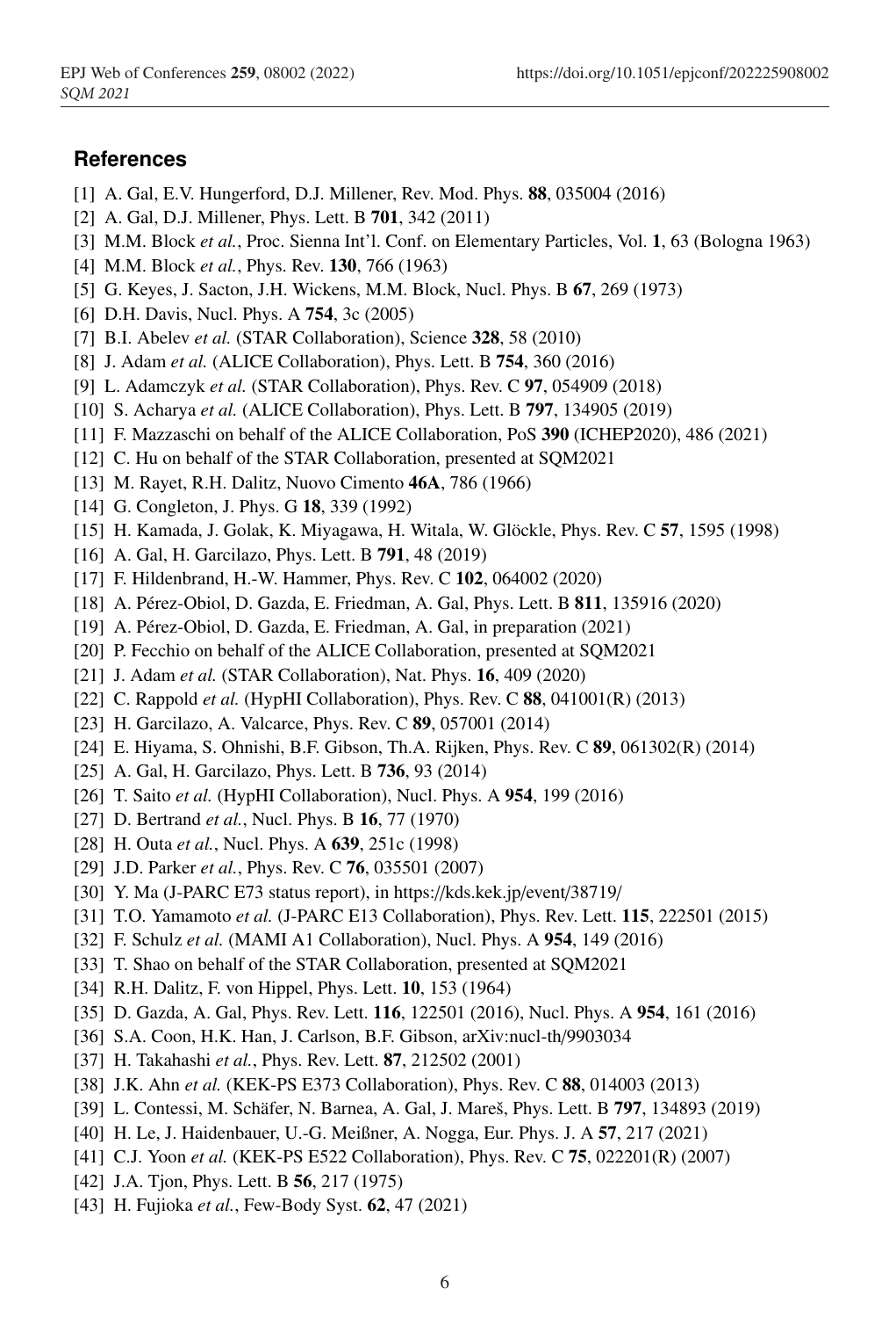## References

[1] A. Gal, E.V. Hungerford, D.J. Millener, Rev. Mod. Phys. **88**, 035004 (2016)
[2] A. Gal, D.J. Millener, Phys. Lett. B **701**, 342 (2011)
[3] M.M. Block *et al.*, Proc. Sienna Int'l. Conf. on Elementary Particles, Vol. **1**, 63 (Bologna 1963)
[4] M.M. Block *et al.*, Phys. Rev. **130**, 766 (1963)
[5] G. Keyes, J. Sacton, J.H. Wickens, M.M. Block, Nucl. Phys. B **67**, 269 (1973)
[6] D.H. Davis, Nucl. Phys. A **754**, 3c (2005)
[7] B.I. Abelev *et al.* (STAR Collaboration), Science **328**, 58 (2010)
[8] J. Adam *et al.* (ALICE Collaboration), Phys. Lett. B **754**, 360 (2016)
[9] L. Adamczyk *et al.* (STAR Collaboration), Phys. Rev. C **97**, 054909 (2018)
[10] S. Acharya *et al.* (ALICE Collaboration), Phys. Lett. B **797**, 134905 (2019)
[11] F. Mazzaschi on behalf of the ALICE Collaboration, PoS **390** (ICHEP2020), 486 (2021)
[12] C. Hu on behalf of the STAR Collaboration, presented at SQM2021
[13] M. Rayet, R.H. Dalitz, Nuovo Cimento **46A**, 786 (1966)
[14] G. Congleton, J. Phys. G **18**, 339 (1992)
[15] H. Kamada, J. Golak, K. Miyagawa, H. Witala, W. Glöckle, Phys. Rev. C **57**, 1595 (1998)
[16] A. Gal, H. Garcilazo, Phys. Lett. B **791**, 48 (2019)
[17] F. Hildenbrand, H.-W. Hammer, Phys. Rev. C **102**, 064002 (2020)
[18] A. Pérez-Obiol, D. Gazda, E. Friedman, A. Gal, Phys. Lett. B **811**, 135916 (2020)
[19] A. Pérez-Obiol, D. Gazda, E. Friedman, A. Gal, in preparation (2021)
[20] P. Fecchio on behalf of the ALICE Collaboration, presented at SQM2021
[21] J. Adam *et al.* (STAR Collaboration), Nat. Phys. **16**, 409 (2020)
[22] C. Rappold *et al.* (HypHI Collaboration), Phys. Rev. C **88**, 041001(R) (2013)
[23] H. Garcilazo, A. Valcarce, Phys. Rev. C **89**, 057001 (2014)
[24] E. Hiyama, S. Ohnishi, B.F. Gibson, Th.A. Rijken, Phys. Rev. C **89**, 061302(R) (2014)
[25] A. Gal, H. Garcilazo, Phys. Lett. B **736**, 93 (2014)
[26] T. Saito *et al.* (HypHI Collaboration), Nucl. Phys. A **954**, 199 (2016)
[27] D. Bertrand *et al.*, Nucl. Phys. B **16**, 77 (1970)
[28] H. Outa *et al.*, Nucl. Phys. A **639**, 251c (1998)
[29] J.D. Parker *et al.*, Phys. Rev. C **76**, 035501 (2007)
[30] Y. Ma (J-PARC E73 status report), in https://kds.kek.jp/event/38719/
[31] T.O. Yamamoto *et al.* (J-PARC E13 Collaboration), Phys. Rev. Lett. **115**, 222501 (2015)
[32] F. Schulz *et al.* (MAMI A1 Collaboration), Nucl. Phys. A **954**, 149 (2016)
[33] T. Shao on behalf of the STAR Collaboration, presented at SQM2021
[34] R.H. Dalitz, F. von Hippel, Phys. Lett. **10**, 153 (1964)
[35] D. Gazda, A. Gal, Phys. Rev. Lett. **116**, 122501 (2016), Nucl. Phys. A **954**, 161 (2016)
[36] S.A. Coon, H.K. Han, J. Carlson, B.F. Gibson, arXiv:nucl-th/9903034
[37] H. Takahashi *et al.*, Phys. Rev. Lett. **87**, 212502 (2001)
[38] J.K. Ahn *et al.* (KEK-PS E373 Collaboration), Phys. Rev. C **88**, 014003 (2013)
[39] L. Contessi, M. Schäfer, N. Barnea, A. Gal, J. Mareš, Phys. Lett. B **797**, 134893 (2019)
[40] H. Le, J. Haidenbauer, U.-G. Meißner, A. Nogga, Eur. Phys. J. A **57**, 217 (2021)
[41] C.J. Yoon *et al.* (KEK-PS E522 Collaboration), Phys. Rev. C **75**, 022201(R) (2007)
[42] J.A. Tjon, Phys. Lett. B **56**, 217 (1975)
[43] H. Fujioka *et al.*, Few-Body Syst. **62**, 47 (2021)